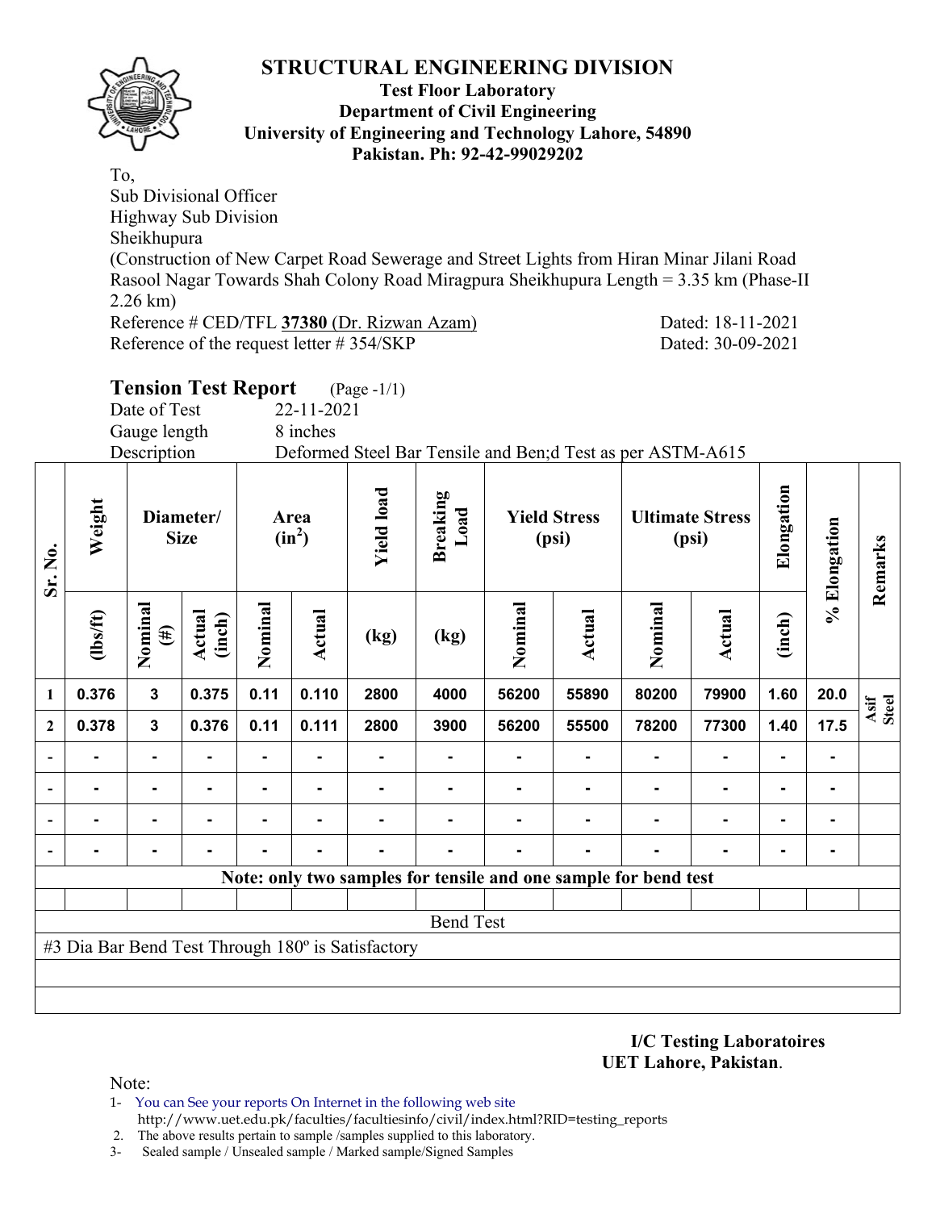# STRUCTURAL ENGINEERING DIVISION

**Test Floor Laboratory**
**Department of Civil Engineering**
**University of Engineering and Technology Lahore, 54890**
**Pakistan. Ph: 92-42-99029202**

To,
Sub Divisional Officer
Highway Sub Division
Sheikhupura
(Construction of New Carpet Road Sewerage and Street Lights from Hiran Minar Jilani Road Rasool Nagar Towards Shah Colony Road Miragpura Sheikhupura Length = 3.35 km (Phase-II 2.26 km)

Reference # CED/TFL **37380** (Dr. Rizwan Azam) — Dated: 18-11-2021
Reference of the request letter # 354/SKP — Dated: 30-09-2021

## Tension Test Report (Page -1/1)

Date of Test: 22-11-2021
Gauge length: 8 inches
Description: Deformed Steel Bar Tensile and Ben;d Test as per ASTM-A615

| Sr. No. | Weight | Diameter/ Size | | Area ($in^2$) | | Yield load | Breaking Load | Yield Stress (psi) | | Ultimate Stress (psi) | | Elongation | % Elongation | Remarks |
|---|---|---|---|---|---|---|---|---|---|---|---|---|---|---|
| | (lbs/ft) | Nominal (#) | Actual (inch) | Nominal | Actual | (kg) | (kg) | Nominal | Actual | Nominal | Actual | (inch) | | |
| 1 | 0.376 | 3 | 0.375 | 0.11 | 0.110 | 2800 | 4000 | 56200 | 55890 | 80200 | 79900 | 1.60 | 20.0 | Asif Steel |
| 2 | 0.378 | 3 | 0.376 | 0.11 | 0.111 | 2800 | 3900 | 56200 | 55500 | 78200 | 77300 | 1.40 | 17.5 | |
| - | - | - | - | - | - | - | - | - | - | - | - | - | - | |
| - | - | - | - | - | - | - | - | - | - | - | - | - | - | |
| - | - | - | - | - | - | - | - | - | - | - | - | - | - | |
| - | - | - | - | - | - | - | - | - | - | - | - | - | - | |

**Note: only two samples for tensile and one sample for bend test**

Bend Test

#3 Dia Bar Bend Test Through 180º is Satisfactory

**I/C Testing Laboratoires**
**UET Lahore, Pakistan**.

Note:
1- You can See your reports On Internet in the following web site http://www.uet.edu.pk/faculties/facultiesinfo/civil/index.html?RID=testing_reports
2. The above results pertain to sample /samples supplied to this laboratory.
3- Sealed sample / Unsealed sample / Marked sample/Signed Samples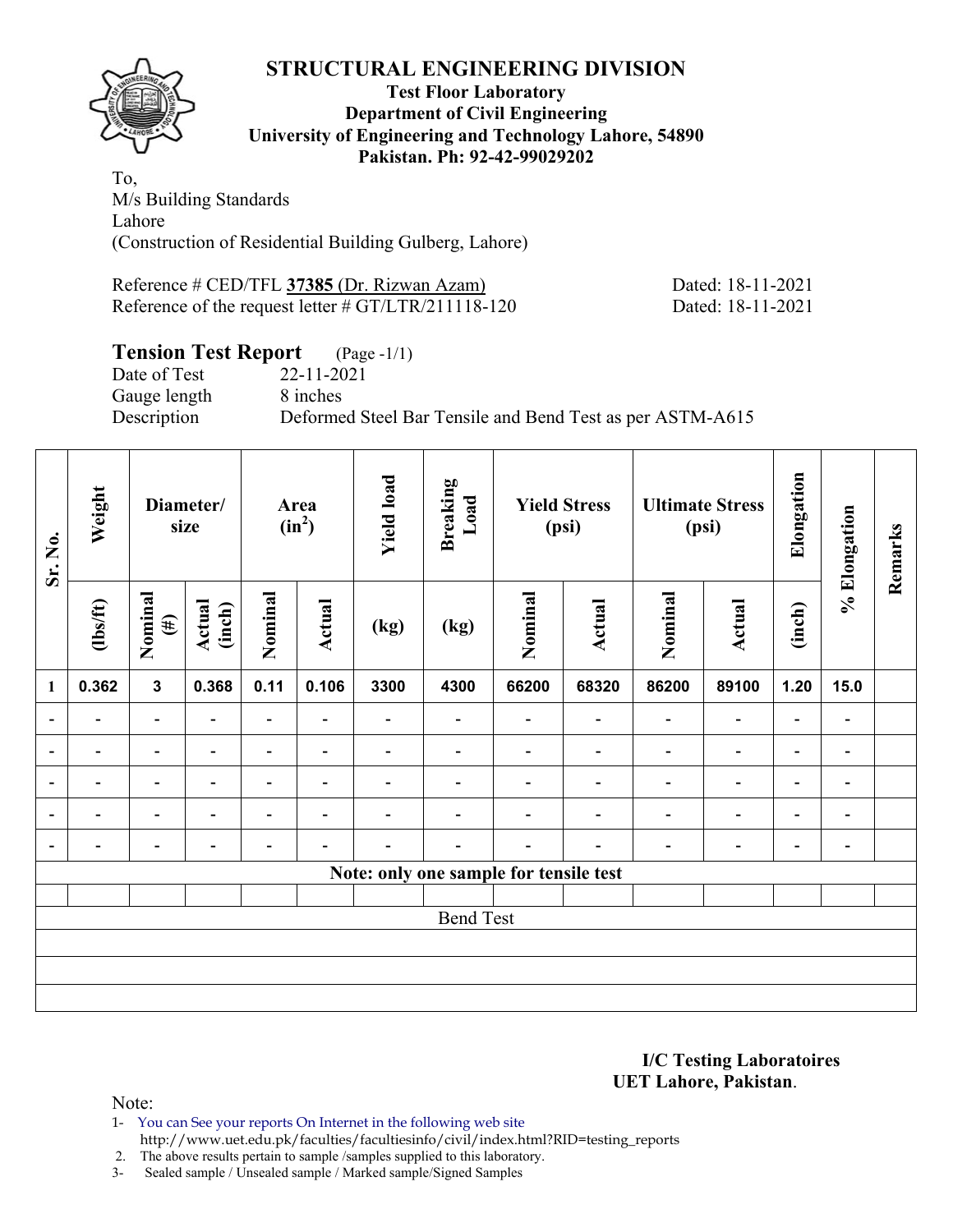# STRUCTURAL ENGINEERING DIVISION

**Test Floor Laboratory**
**Department of Civil Engineering**
**University of Engineering and Technology Lahore, 54890**
**Pakistan. Ph: 92-42-99029202**

To,
M/s Building Standards
Lahore
(Construction of Residential Building Gulberg, Lahore)

Reference # CED/TFL **37385** (Dr. Rizwan Azam) Dated: 18-11-2021
Reference of the request letter # GT/LTR/211118-120 Dated: 18-11-2021

## Tension Test Report (Page -1/1)

Date of Test 22-11-2021
Gauge length 8 inches
Description Deformed Steel Bar Tensile and Bend Test as per ASTM-A615

| Sr. No. | Weight | Diameter/ size | | Area ($in^2$) | | Yield load | Breaking Load | Yield Stress (psi) | | Ultimate Stress (psi) | | Elongation | % Elongation | Remarks |
|---|---|---|---|---|---|---|---|---|---|---|---|---|---|---|
| | (lbs/ft) | Nominal (#) | Actual (inch) | Nominal | Actual | (kg) | (kg) | Nominal | Actual | Nominal | Actual | (inch) | | |
| 1 | 0.362 | 3 | 0.368 | 0.11 | 0.106 | 3300 | 4300 | 66200 | 68320 | 86200 | 89100 | 1.20 | 15.0 | |
| - | - | - | - | - | - | - | - | - | - | - | - | - | - | |
| - | - | - | - | - | - | - | - | - | - | - | - | - | - | |
| - | - | - | - | - | - | - | - | - | - | - | - | - | - | |
| - | - | - | - | - | - | - | - | - | - | - | - | - | - | |
| - | - | - | - | - | - | - | - | - | - | - | - | - | - | |
| Note: only one sample for tensile test | | | | | | | | | | | | | | |
| | | | | | | | | | | | | | | |
| Bend Test | | | | | | | | | | | | | | |
| | | | | | | | | | | | | | | |
| | | | | | | | | | | | | | | |
| | | | | | | | | | | | | | | |

**I/C Testing Laboratoires**
**UET Lahore, Pakistan**.

Note:
1- You can See your reports On Internet in the following web site
http://www.uet.edu.pk/faculties/facultiesinfo/civil/index.html?RID=testing_reports
2. The above results pertain to sample /samples supplied to this laboratory.
3- Sealed sample / Unsealed sample / Marked sample/Signed Samples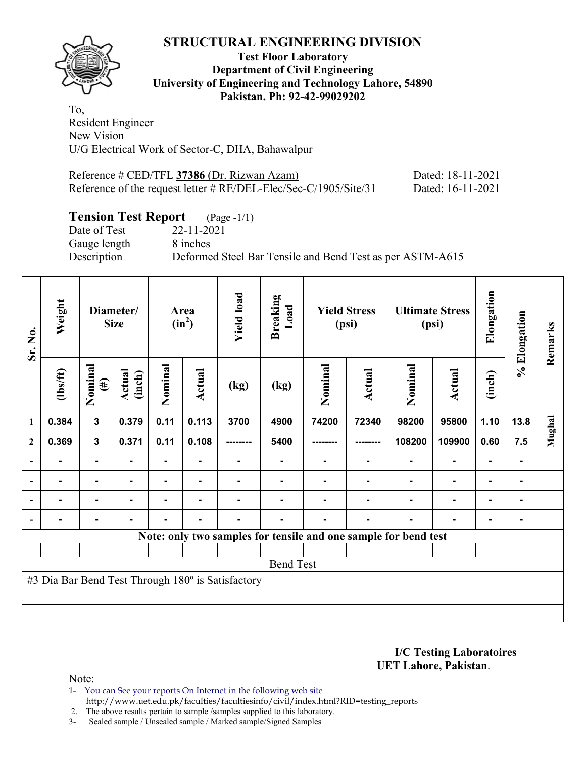# STRUCTURAL ENGINEERING DIVISION

**Test Floor Laboratory**
**Department of Civil Engineering**
**University of Engineering and Technology Lahore, 54890**
**Pakistan. Ph: 92-42-99029202**

To,
Resident Engineer
New Vision
U/G Electrical Work of Sector-C, DHA, Bahawalpur

Reference # CED/TFL **37386** (Dr. Rizwan Azam) Dated: 18-11-2021
Reference of the request letter # RE/DEL-Elec/Sec-C/1905/Site/31 Dated: 16-11-2021

## Tension Test Report (Page -1/1)

Date of Test 22-11-2021
Gauge length 8 inches
Description Deformed Steel Bar Tensile and Bend Test as per ASTM-A615

| Sr. No. | Weight | Diameter/ Size | | Area ($in^2$) | | Yield load | Breaking Load | Yield Stress (psi) | | Ultimate Stress (psi) | | Elongation | % Elongation | Remarks |
|---|---|---|---|---|---|---|---|---|---|---|---|---|---|---|
| | (lbs/ft) | Nominal (#) | Actual (inch) | Nominal | Actual | (kg) | (kg) | Nominal | Actual | Nominal | Actual | (inch) | | |
| 1 | 0.384 | 3 | 0.379 | 0.11 | 0.113 | 3700 | 4900 | 74200 | 72340 | 98200 | 95800 | 1.10 | 13.8 | Mughal |
| 2 | 0.369 | 3 | 0.371 | 0.11 | 0.108 | -------- | 5400 | -------- | -------- | 108200 | 109900 | 0.60 | 7.5 | |
| - | - | - | - | - | - | - | - | - | - | - | - | - | - | |
| - | - | - | - | - | - | - | - | - | - | - | - | - | - | |
| - | - | - | - | - | - | - | - | - | - | - | - | - | - | |
| - | - | - | - | - | - | - | - | - | - | - | - | - | - | |

**Note: only two samples for tensile and one sample for bend test**

Bend Test

#3 Dia Bar Bend Test Through 180º is Satisfactory

**I/C Testing Laboratoires**
**UET Lahore, Pakistan**.

Note:

1- You can See your reports On Internet in the following web site
http://www.uet.edu.pk/faculties/facultiesinfo/civil/index.html?RID=testing_reports
2. The above results pertain to sample /samples supplied to this laboratory.
3- Sealed sample / Unsealed sample / Marked sample/Signed Samples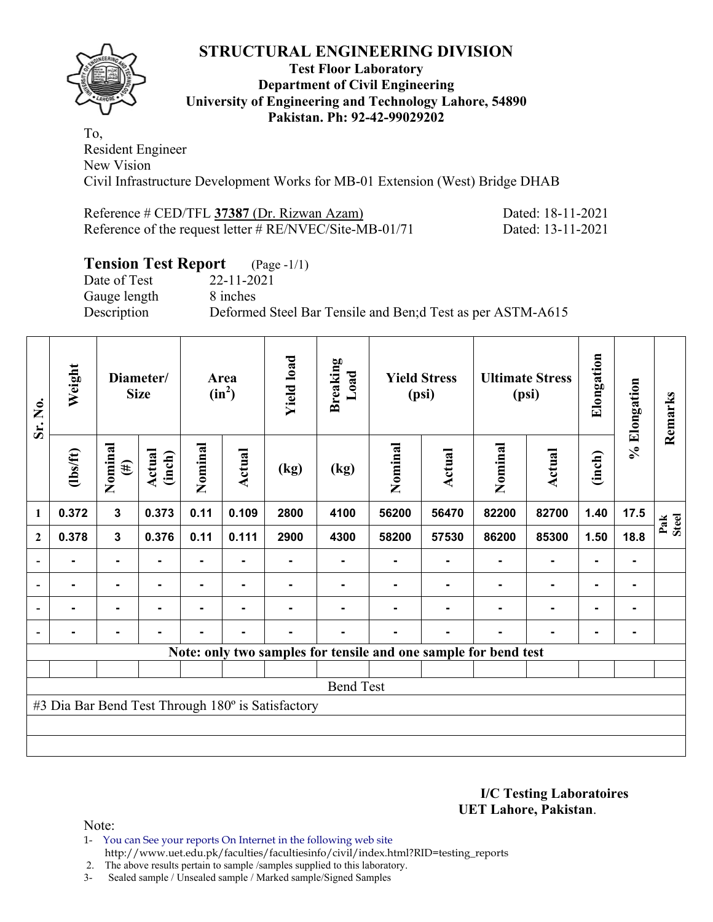## STRUCTURAL ENGINEERING DIVISION

**Test Floor Laboratory**
**Department of Civil Engineering**
**University of Engineering and Technology Lahore, 54890**
**Pakistan. Ph: 92-42-99029202**

To,
Resident Engineer
New Vision
Civil Infrastructure Development Works for MB-01 Extension (West) Bridge DHAB

Reference # CED/TFL **37387** (Dr. Rizwan Azam) Dated: 18-11-2021
Reference of the request letter # RE/NVEC/Site-MB-01/71 Dated: 13-11-2021

**Tension Test Report** (Page -1/1)
Date of Test 22-11-2021
Gauge length 8 inches
Description Deformed Steel Bar Tensile and Ben;d Test as per ASTM-A615

| Sr. No. | Weight | Diameter/ Size | | Area (in$^2$) | | Yield load | Breaking Load | Yield Stress (psi) | | Ultimate Stress (psi) | | Elongation | % Elongation | Remarks |
|---|---|---|---|---|---|---|---|---|---|---|---|---|---|---|
| | (lbs/ft) | Nominal (#) | Actual (inch) | Nominal | Actual | (kg) | (kg) | Nominal | Actual | Nominal | Actual | (inch) | | |
| 1 | 0.372 | 3 | 0.373 | 0.11 | 0.109 | 2800 | 4100 | 56200 | 56470 | 82200 | 82700 | 1.40 | 17.5 | Pak Steel |
| 2 | 0.378 | 3 | 0.376 | 0.11 | 0.111 | 2900 | 4300 | 58200 | 57530 | 86200 | 85300 | 1.50 | 18.8 | |
| - | - | - | - | - | - | - | - | - | - | - | - | - | - | |
| - | - | - | - | - | - | - | - | - | - | - | - | - | - | |
| - | - | - | - | - | - | - | - | - | - | - | - | - | - | |
| - | - | - | - | - | - | - | - | - | - | - | - | - | - | |
| **Note: only two samples for tensile and one sample for bend test** | | | | | | | | | | | | | | |
| Bend Test | | | | | | | | | | | | | | |
| #3 Dia Bar Bend Test Through 180º is Satisfactory | | | | | | | | | | | | | | |

**I/C Testing Laboratoires**
**UET Lahore, Pakistan**.

Note:
1- You can See your reports On Internet in the following web site
http://www.uet.edu.pk/faculties/facultiesinfo/civil/index.html?RID=testing_reports
2. The above results pertain to sample /samples supplied to this laboratory.
3- Sealed sample / Unsealed sample / Marked sample/Signed Samples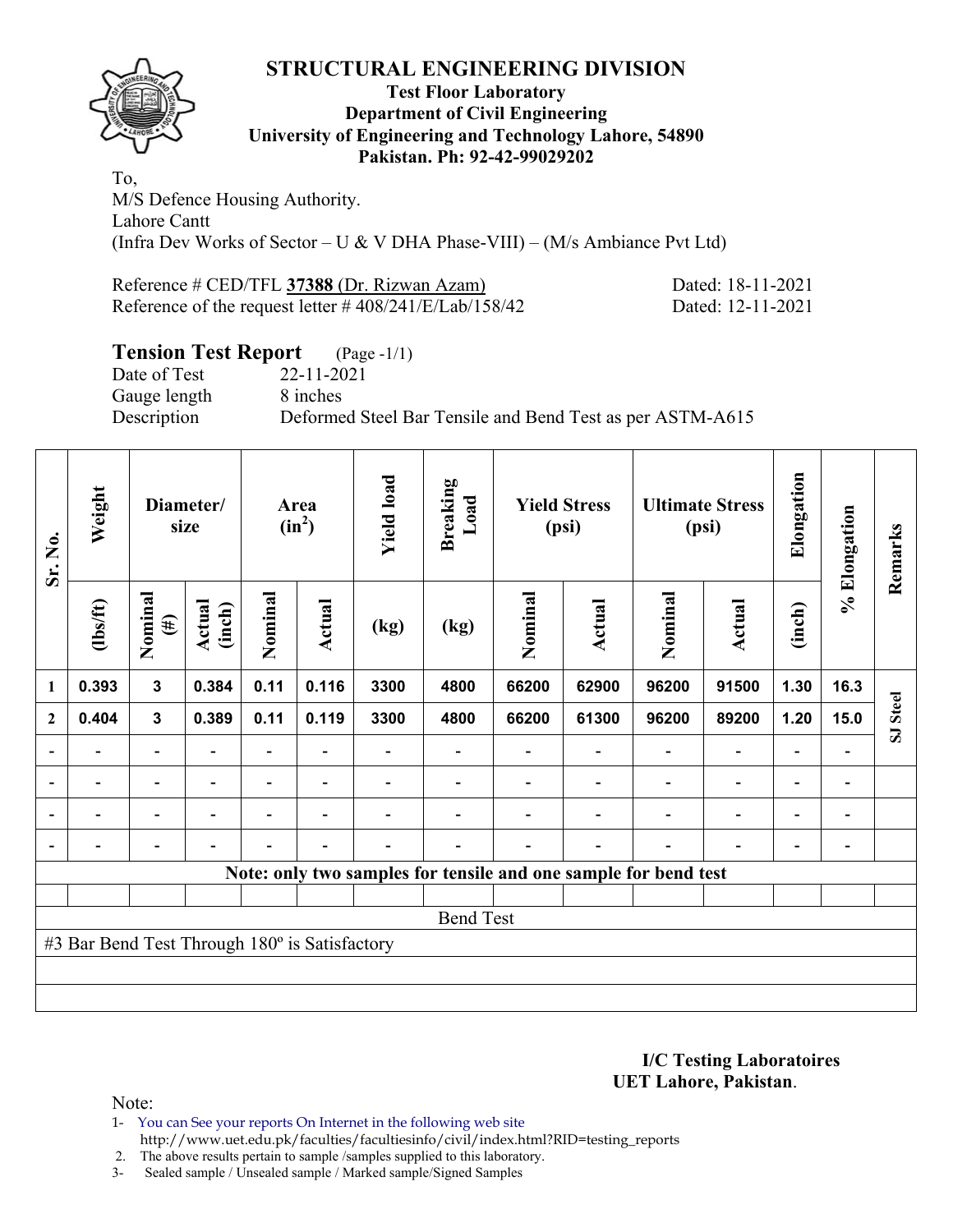# STRUCTURAL ENGINEERING DIVISION

**Test Floor Laboratory**
**Department of Civil Engineering**
**University of Engineering and Technology Lahore, 54890**
**Pakistan. Ph: 92-42-99029202**

To,
M/S Defence Housing Authority.
Lahore Cantt
(Infra Dev Works of Sector – U & V DHA Phase-VIII) – (M/s Ambiance Pvt Ltd)

Reference # CED/TFL **37388** (Dr. Rizwan Azam) Dated: 18-11-2021
Reference of the request letter # 408/241/E/Lab/158/42 Dated: 12-11-2021

## Tension Test Report (Page -1/1)

Date of Test 22-11-2021
Gauge length 8 inches
Description Deformed Steel Bar Tensile and Bend Test as per ASTM-A615

| Sr. No. | Weight | Diameter/ size | | Area ($in^2$) | | Yield load | Breaking Load | Yield Stress (psi) | | Ultimate Stress (psi) | | Elongation | % Elongation | Remarks |
|---|---|---|---|---|---|---|---|---|---|---|---|---|---|---|
| | (lbs/ft) | Nominal (#) | Actual (inch) | Nominal | Actual | (kg) | (kg) | Nominal | Actual | Nominal | Actual | (inch) | | |
| 1 | 0.393 | 3 | 0.384 | 0.11 | 0.116 | 3300 | 4800 | 66200 | 62900 | 96200 | 91500 | 1.30 | 16.3 | SJ Steel |
| 2 | 0.404 | 3 | 0.389 | 0.11 | 0.119 | 3300 | 4800 | 66200 | 61300 | 96200 | 89200 | 1.20 | 15.0 | |
| - | - | - | - | - | - | - | - | - | - | - | - | - | - | |
| - | - | - | - | - | - | - | - | - | - | - | - | - | - | |
| - | - | - | - | - | - | - | - | - | - | - | - | - | - | |
| - | - | - | - | - | - | - | - | - | - | - | - | - | - | |

**Note: only two samples for tensile and one sample for bend test**

Bend Test

#3 Bar Bend Test Through 180º is Satisfactory

**I/C Testing Laboratoires**
**UET Lahore, Pakistan**.

Note:
1- You can See your reports On Internet in the following web site
http://www.uet.edu.pk/faculties/facultiesinfo/civil/index.html?RID=testing_reports
2. The above results pertain to sample /samples supplied to this laboratory.
3- Sealed sample / Unsealed sample / Marked sample/Signed Samples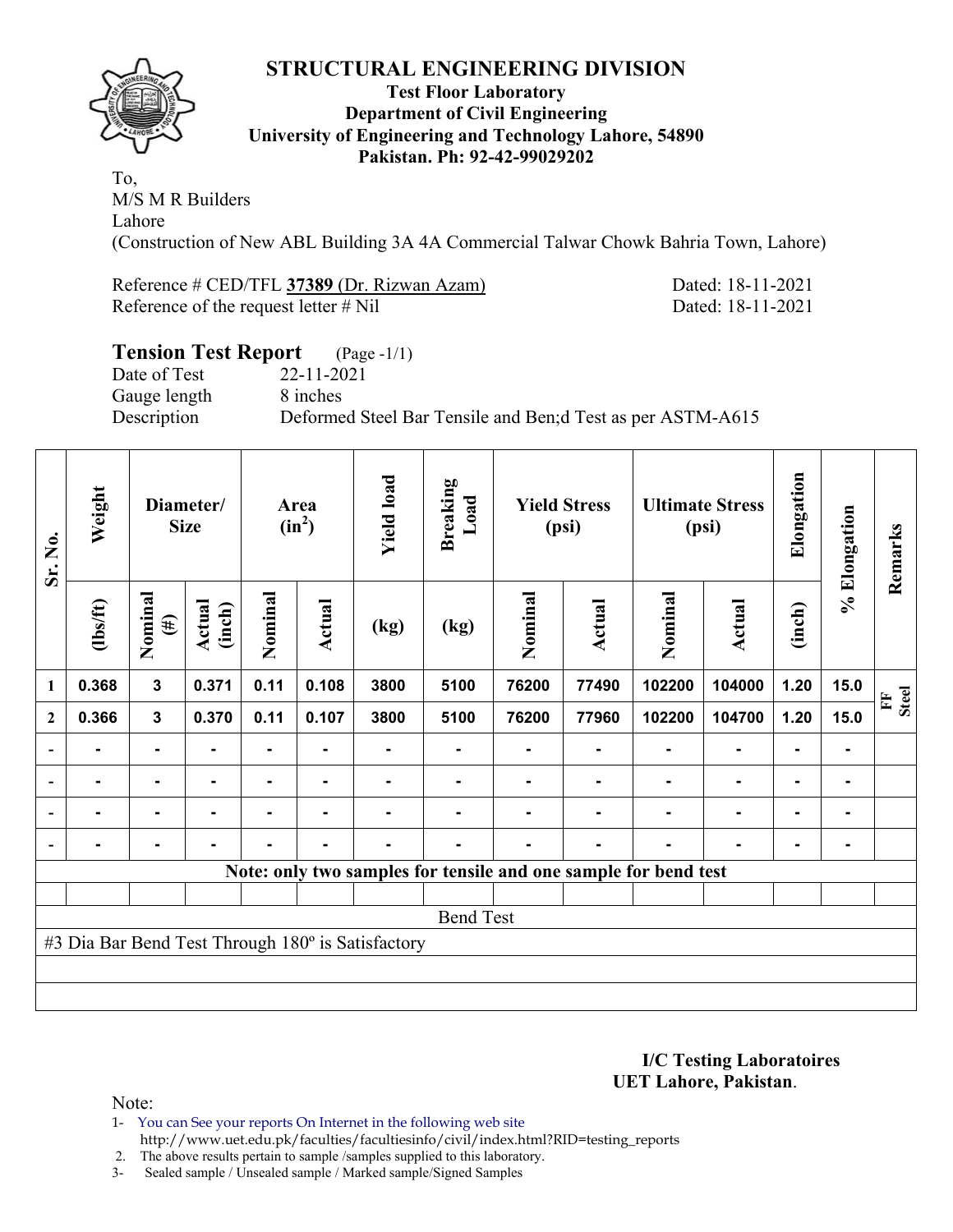# STRUCTURAL ENGINEERING DIVISION

**Test Floor Laboratory**
**Department of Civil Engineering**
**University of Engineering and Technology Lahore, 54890**
**Pakistan. Ph: 92-42-99029202**

To,
M/S M R Builders
Lahore
(Construction of New ABL Building 3A 4A Commercial Talwar Chowk Bahria Town, Lahore)

Reference # CED/TFL **37389** (Dr. Rizwan Azam) Dated: 18-11-2021
Reference of the request letter # Nil Dated: 18-11-2021

## Tension Test Report (Page -1/1)

Date of Test 22-11-2021
Gauge length 8 inches
Description Deformed Steel Bar Tensile and Ben;d Test as per ASTM-A615

| Sr. No. | Weight | Diameter/ Size | | Area ($in^2$) | | Yield load | Breaking Load | Yield Stress (psi) | | Ultimate Stress (psi) | | Elongation | % Elongation | Remarks |
|---|---|---|---|---|---|---|---|---|---|---|---|---|---|---|
| | (lbs/ft) | Nominal (#) | Actual (inch) | Nominal | Actual | (kg) | (kg) | Nominal | Actual | Nominal | Actual | (inch) | | |
| 1 | 0.368 | 3 | 0.371 | 0.11 | 0.108 | 3800 | 5100 | 76200 | 77490 | 102200 | 104000 | 1.20 | 15.0 | FF Steel |
| 2 | 0.366 | 3 | 0.370 | 0.11 | 0.107 | 3800 | 5100 | 76200 | 77960 | 102200 | 104700 | 1.20 | 15.0 | |
| - | - | - | - | - | - | - | - | - | - | - | - | - | - | |
| - | - | - | - | - | - | - | - | - | - | - | - | - | - | |
| - | - | - | - | - | - | - | - | - | - | - | - | - | - | |
| - | - | - | - | - | - | - | - | - | - | - | - | - | - | |
| **Note: only two samples for tensile and one sample for bend test** | | | | | | | | | | | | | | |
| Bend Test | | | | | | | | | | | | | | |
| #3 Dia Bar Bend Test Through 180º is Satisfactory | | | | | | | | | | | | | | |

**I/C Testing Laboratoires**
**UET Lahore, Pakistan**.

Note:
1- You can See your reports On Internet in the following web site
http://www.uet.edu.pk/faculties/facultiesinfo/civil/index.html?RID=testing_reports
2. The above results pertain to sample /samples supplied to this laboratory.
3- Sealed sample / Unsealed sample / Marked sample/Signed Samples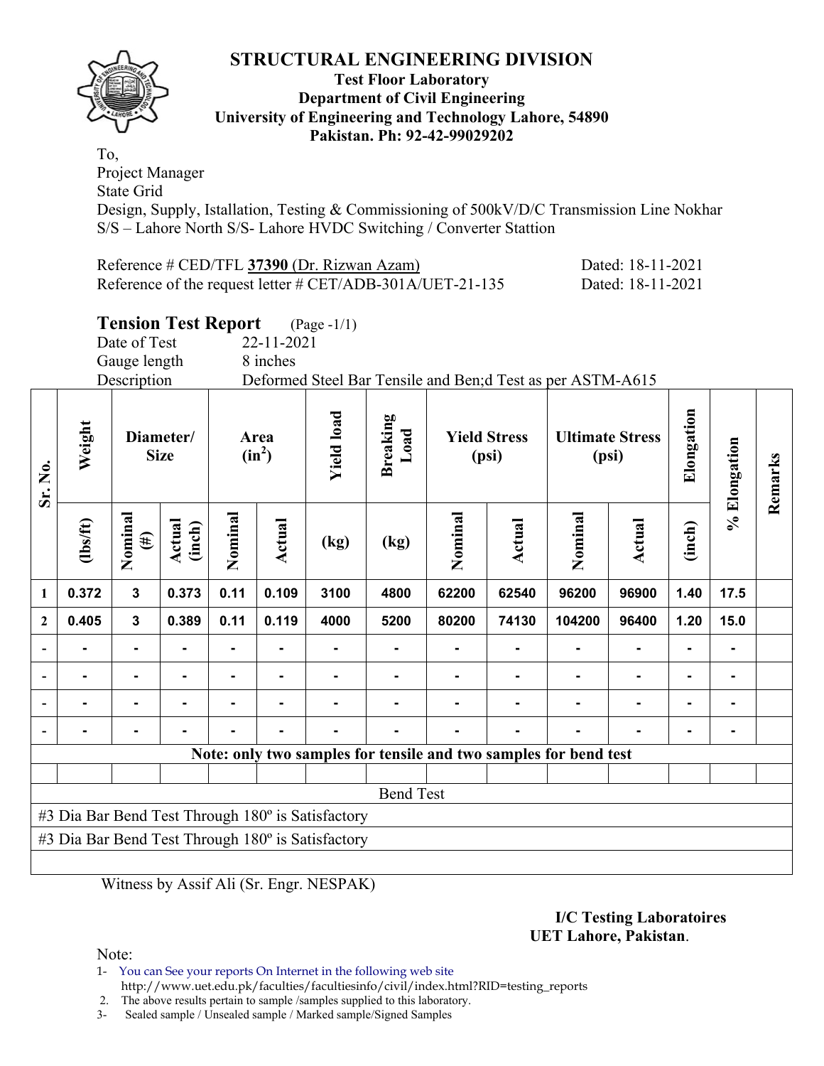# STRUCTURAL ENGINEERING DIVISION

**Test Floor Laboratory**
**Department of Civil Engineering**
**University of Engineering and Technology Lahore, 54890**
**Pakistan. Ph: 92-42-99029202**

To,
Project Manager
State Grid
Design, Supply, Istallation, Testing & Commissioning of 500kV/D/C Transmission Line Nokhar S/S – Lahore North S/S- Lahore HVDC Switching / Converter Stattion

Reference # CED/TFL **37390** (Dr. Rizwan Azam) Dated: 18-11-2021
Reference of the request letter # CET/ADB-301A/UET-21-135 Dated: 18-11-2021

## Tension Test Report (Page -1/1)

Date of Test 22-11-2021
Gauge length 8 inches
Description Deformed Steel Bar Tensile and Ben;d Test as per ASTM-A615

| Sr. No. | Weight | Diameter/ Size | | Area ($in^2$) | | Yield load | Breaking Load | Yield Stress (psi) | | Ultimate Stress (psi) | | Elongation | % Elongation | Remarks |
|---|---|---|---|---|---|---|---|---|---|---|---|---|---|---|
| | (lbs/ft) | Nominal (#) | Actual (inch) | Nominal | Actual | (kg) | (kg) | Nominal | Actual | Nominal | Actual | (inch) | | |
| 1 | 0.372 | 3 | 0.373 | 0.11 | 0.109 | 3100 | 4800 | 62200 | 62540 | 96200 | 96900 | 1.40 | 17.5 | |
| 2 | 0.405 | 3 | 0.389 | 0.11 | 0.119 | 4000 | 5200 | 80200 | 74130 | 104200 | 96400 | 1.20 | 15.0 | |
| - | - | - | - | - | - | - | - | - | - | - | - | - | - | |
| - | - | - | - | - | - | - | - | - | - | - | - | - | - | |
| - | - | - | - | - | - | - | - | - | - | - | - | - | - | |
| - | - | - | - | - | - | - | - | - | - | - | - | - | - | |

**Note: only two samples for tensile and two samples for bend test**

Bend Test

#3 Dia Bar Bend Test Through 180º is Satisfactory

#3 Dia Bar Bend Test Through 180º is Satisfactory

Witness by Assif Ali (Sr. Engr. NESPAK)

**I/C Testing Laboratoires**
**UET Lahore, Pakistan**.

Note:
1- You can See your reports On Internet in the following web site
http://www.uet.edu.pk/faculties/facultiesinfo/civil/index.html?RID=testing_reports
2. The above results pertain to sample /samples supplied to this laboratory.
3- Sealed sample / Unsealed sample / Marked sample/Signed Samples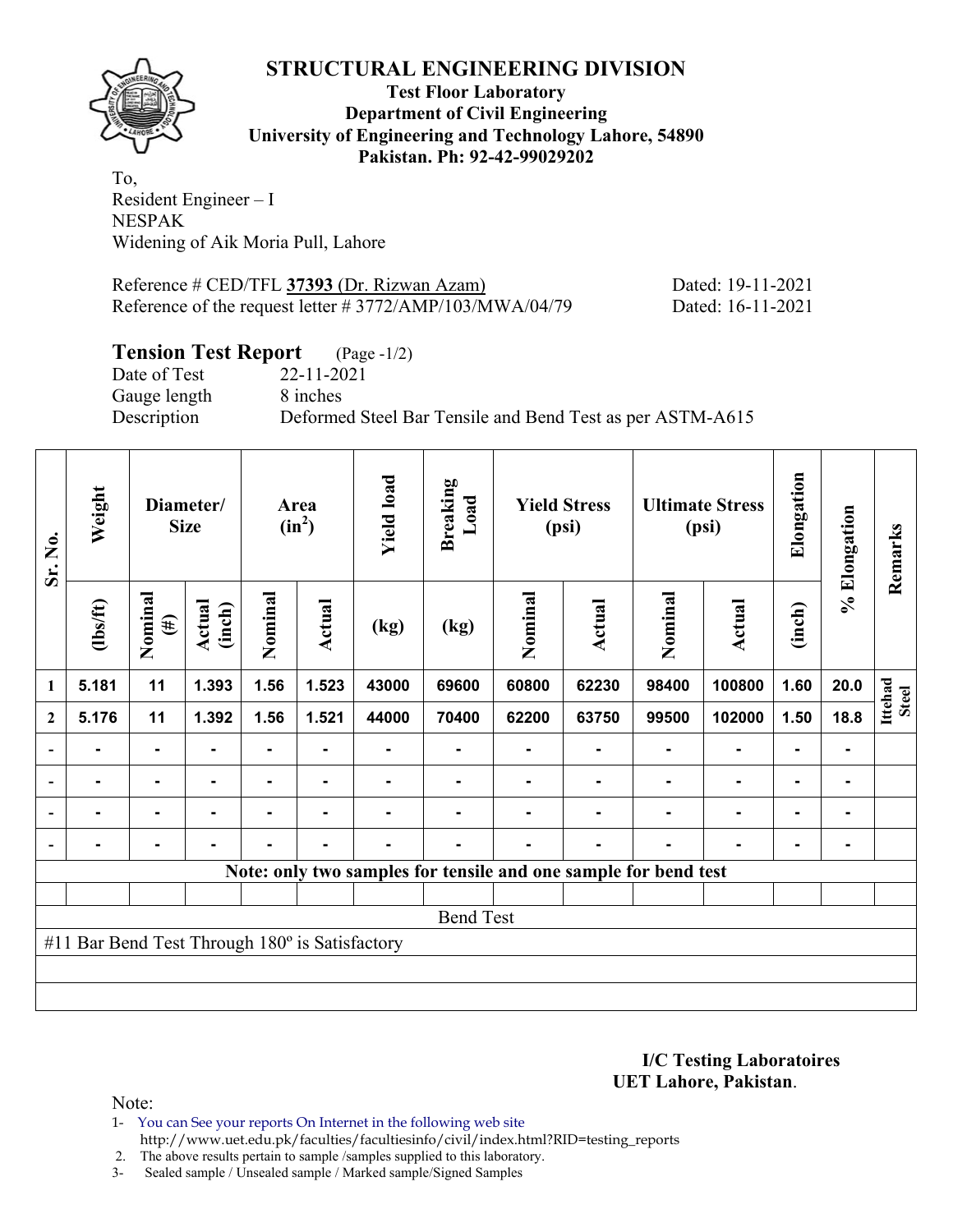# STRUCTURAL ENGINEERING DIVISION

**Test Floor Laboratory**
**Department of Civil Engineering**
**University of Engineering and Technology Lahore, 54890**
**Pakistan. Ph: 92-42-99029202**

To,
Resident Engineer – I
NESPAK
Widening of Aik Moria Pull, Lahore

Reference # CED/TFL **37393** (Dr. Rizwan Azam) Dated: 19-11-2021
Reference of the request letter # 3772/AMP/103/MWA/04/79 Dated: 16-11-2021

## Tension Test Report (Page -1/2)

Date of Test 22-11-2021
Gauge length 8 inches
Description Deformed Steel Bar Tensile and Bend Test as per ASTM-A615

| Sr. No. | Weight | Diameter/ Size | | Area ($in^2$) | | Yield load | Breaking Load | Yield Stress (psi) | | Ultimate Stress (psi) | | Elongation | % Elongation | Remarks |
|---|---|---|---|---|---|---|---|---|---|---|---|---|---|---|
| | (lbs/ft) | Nominal (#) | Actual (inch) | Nominal | Actual | (kg) | (kg) | Nominal | Actual | Nominal | Actual | (inch) | | |
| 1 | 5.181 | 11 | 1.393 | 1.56 | 1.523 | 43000 | 69600 | 60800 | 62230 | 98400 | 100800 | 1.60 | 20.0 | Ittehad Steel |
| 2 | 5.176 | 11 | 1.392 | 1.56 | 1.521 | 44000 | 70400 | 62200 | 63750 | 99500 | 102000 | 1.50 | 18.8 | |
| - | - | - | - | - | - | - | - | - | - | - | - | - | - | |
| - | - | - | - | - | - | - | - | - | - | - | - | - | - | |
| - | - | - | - | - | - | - | - | - | - | - | - | - | - | |
| - | - | - | - | - | - | - | - | - | - | - | - | - | - | |

**Note: only two samples for tensile and one sample for bend test**

Bend Test

#11 Bar Bend Test Through 180º is Satisfactory

**I/C Testing Laboratoires**
**UET Lahore, Pakistan**.

Note:
1- You can See your reports On Internet in the following web site
http://www.uet.edu.pk/faculties/facultiesinfo/civil/index.html?RID=testing_reports
2. The above results pertain to sample /samples supplied to this laboratory.
3- Sealed sample / Unsealed sample / Marked sample/Signed Samples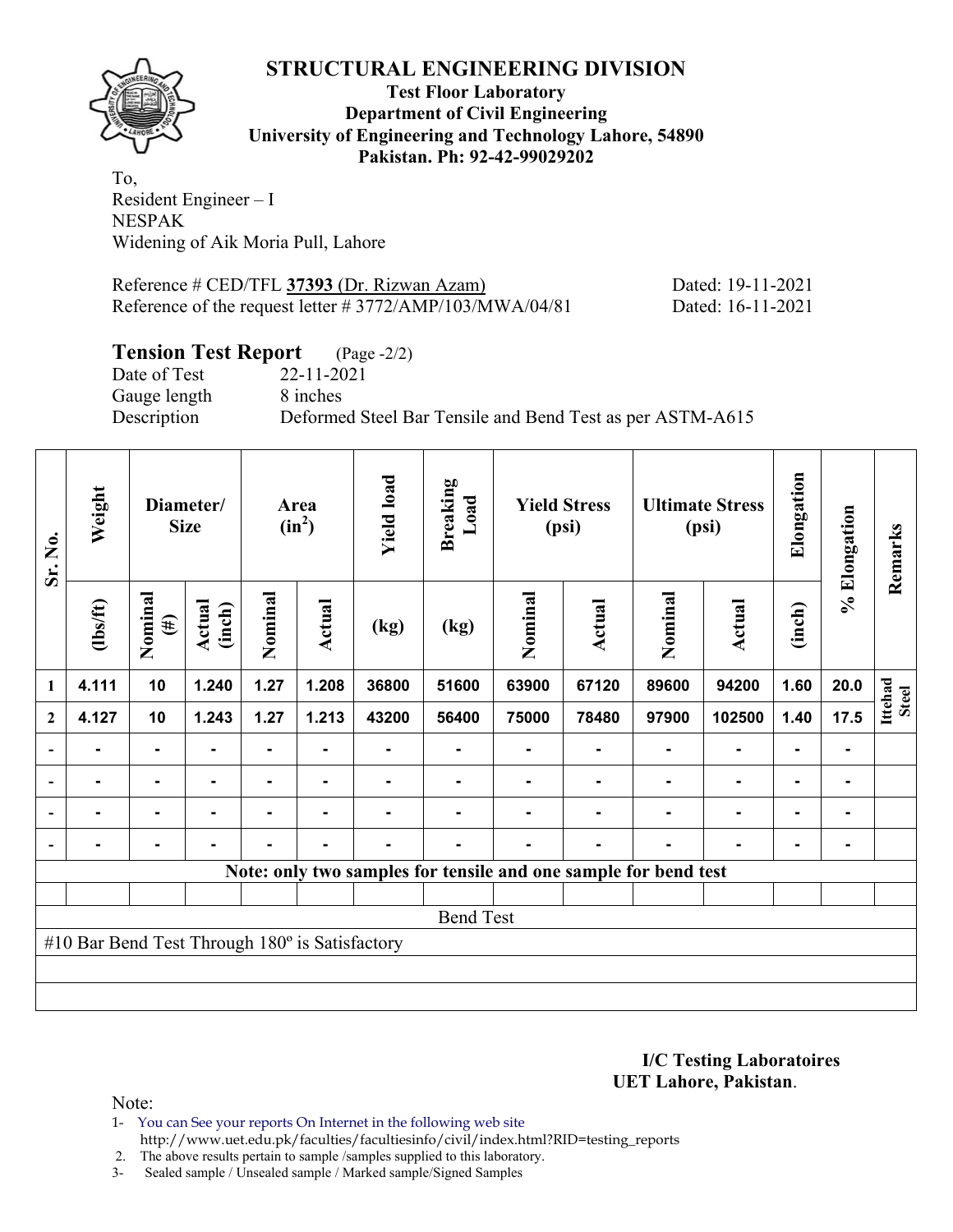# STRUCTURAL ENGINEERING DIVISION

**Test Floor Laboratory**
**Department of Civil Engineering**
**University of Engineering and Technology Lahore, 54890**
**Pakistan. Ph: 92-42-99029202**

To,
Resident Engineer – I
NESPAK
Widening of Aik Moria Pull, Lahore

Reference # CED/TFL **37393** (Dr. Rizwan Azam) Dated: 19-11-2021
Reference of the request letter # 3772/AMP/103/MWA/04/81 Dated: 16-11-2021

## Tension Test Report (Page -2/2)

Date of Test 22-11-2021
Gauge length 8 inches
Description Deformed Steel Bar Tensile and Bend Test as per ASTM-A615

| Sr. No. | Weight | Diameter/ Size | | Area ($in^2$) | | Yield load | Breaking Load | Yield Stress (psi) | | Ultimate Stress (psi) | | Elongation | % Elongation | Remarks |
|---|---|---|---|---|---|---|---|---|---|---|---|---|---|---|
| | (lbs/ft) | Nominal (#) | Actual (inch) | Nominal | Actual | (kg) | (kg) | Nominal | Actual | Nominal | Actual | (inch) | | |
| 1 | 4.111 | 10 | 1.240 | 1.27 | 1.208 | 36800 | 51600 | 63900 | 67120 | 89600 | 94200 | 1.60 | 20.0 | Ittehad Steel |
| 2 | 4.127 | 10 | 1.243 | 1.27 | 1.213 | 43200 | 56400 | 75000 | 78480 | 97900 | 102500 | 1.40 | 17.5 | |
| - | - | - | - | - | - | - | - | - | - | - | - | - | - | |
| - | - | - | - | - | - | - | - | - | - | - | - | - | - | |
| - | - | - | - | - | - | - | - | - | - | - | - | - | - | |
| - | - | - | - | - | - | - | - | - | - | - | - | - | - | |

**Note: only two samples for tensile and one sample for bend test**

Bend Test

#10 Bar Bend Test Through 180º is Satisfactory

**I/C Testing Laboratoires**
**UET Lahore, Pakistan**.

Note:
1- You can See your reports On Internet in the following web site
http://www.uet.edu.pk/faculties/facultiesinfo/civil/index.html?RID=testing_reports
2. The above results pertain to sample /samples supplied to this laboratory.
3- Sealed sample / Unsealed sample / Marked sample/Signed Samples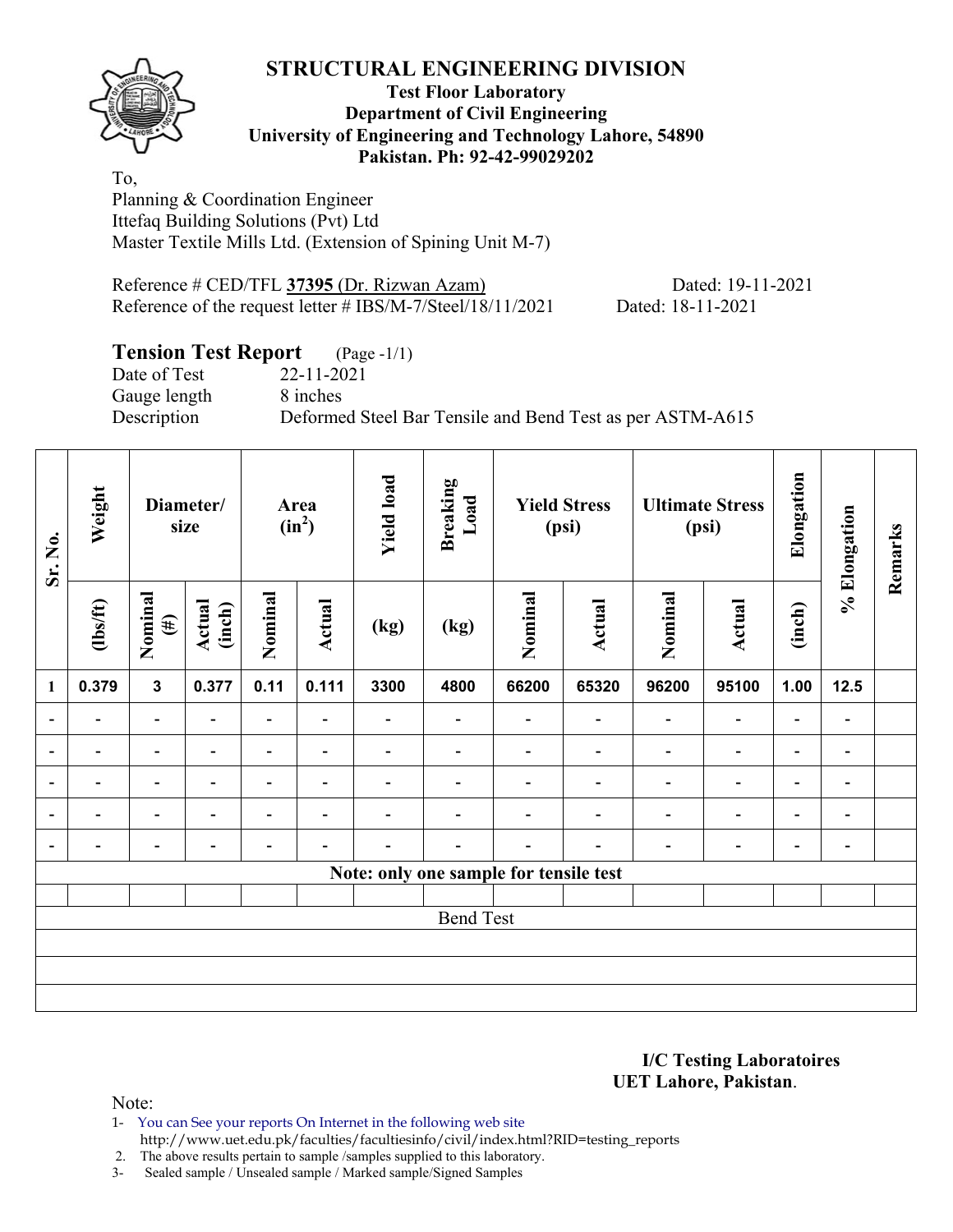# STRUCTURAL ENGINEERING DIVISION

**Test Floor Laboratory**
**Department of Civil Engineering**
**University of Engineering and Technology Lahore, 54890**
**Pakistan. Ph: 92-42-99029202**

To,
Planning & Coordination Engineer
Ittefaq Building Solutions (Pvt) Ltd
Master Textile Mills Ltd. (Extension of Spining Unit M-7)

Reference # CED/TFL **37395** (Dr. Rizwan Azam) Dated: 19-11-2021
Reference of the request letter # IBS/M-7/Steel/18/11/2021 Dated: 18-11-2021

## Tension Test Report (Page -1/1)

Date of Test 22-11-2021
Gauge length 8 inches
Description Deformed Steel Bar Tensile and Bend Test as per ASTM-A615

| Sr. No. | Weight | Diameter/ size | | Area ($in^2$) | | Yield load | Breaking Load | Yield Stress (psi) | | Ultimate Stress (psi) | | Elongation | % Elongation | Remarks |
|---|---|---|---|---|---|---|---|---|---|---|---|---|---|---|
| | (lbs/ft) | Nominal (#) | Actual (inch) | Nominal | Actual | (kg) | (kg) | Nominal | Actual | Nominal | Actual | (inch) | | |
| 1 | 0.379 | 3 | 0.377 | 0.11 | 0.111 | 3300 | 4800 | 66200 | 65320 | 96200 | 95100 | 1.00 | 12.5 | |
| - | - | - | - | - | - | - | - | - | - | - | - | - | - | |
| - | - | - | - | - | - | - | - | - | - | - | - | - | - | |
| - | - | - | - | - | - | - | - | - | - | - | - | - | - | |
| - | - | - | - | - | - | - | - | - | - | - | - | - | - | |
| - | - | - | - | - | - | - | - | - | - | - | - | - | - | |
| Note: only one sample for tensile test | | | | | | | | | | | | | | |
| | | | | | | | | | | | | | | |
| Bend Test | | | | | | | | | | | | | | |
| | | | | | | | | | | | | | | |
| | | | | | | | | | | | | | | |
| | | | | | | | | | | | | | | |

**I/C Testing Laboratoires**
**UET Lahore, Pakistan**.

Note:
1- You can See your reports On Internet in the following web site
http://www.uet.edu.pk/faculties/facultiesinfo/civil/index.html?RID=testing_reports
2. The above results pertain to sample /samples supplied to this laboratory.
3- Sealed sample / Unsealed sample / Marked sample/Signed Samples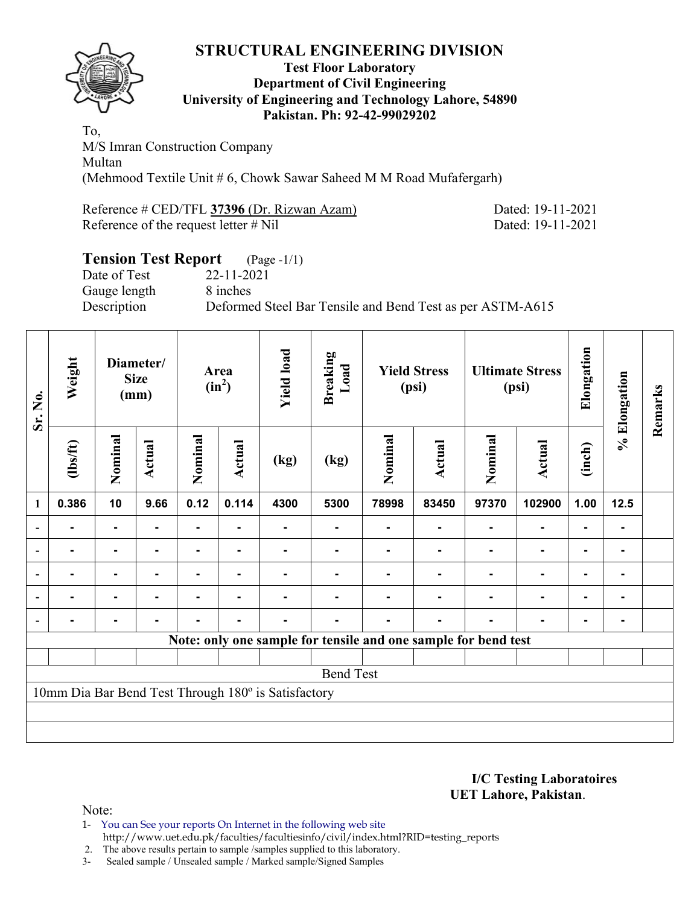# STRUCTURAL ENGINEERING DIVISION

**Test Floor Laboratory**
**Department of Civil Engineering**
**University of Engineering and Technology Lahore, 54890**
**Pakistan. Ph: 92-42-99029202**

To,
M/S Imran Construction Company
Multan
(Mehmood Textile Unit # 6, Chowk Sawar Saheed M M Road Mufafergarh)

Reference # CED/TFL **37396** (Dr. Rizwan Azam) Dated: 19-11-2021
Reference of the request letter # Nil Dated: 19-11-2021

## Tension Test Report (Page -1/1)

Date of Test 22-11-2021
Gauge length 8 inches
Description Deformed Steel Bar Tensile and Bend Test as per ASTM-A615

| Sr. No. | Weight | Diameter/ Size (mm) | | Area ($in^2$) | | Yield load | Breaking Load | Yield Stress (psi) | | Ultimate Stress (psi) | | Elongation | % Elongation | Remarks |
|---|---|---|---|---|---|---|---|---|---|---|---|---|---|---|
| | (lbs/ft) | Nominal | Actual | Nominal | Actual | (kg) | (kg) | Nominal | Actual | Nominal | Actual | (inch) | | |
| 1 | 0.386 | 10 | 9.66 | 0.12 | 0.114 | 4300 | 5300 | 78998 | 83450 | 97370 | 102900 | 1.00 | 12.5 | |
| - | - | - | - | - | - | - | - | - | - | - | - | - | - | |
| - | - | - | - | - | - | - | - | - | - | - | - | - | - | |
| - | - | - | - | - | - | - | - | - | - | - | - | - | - | |
| - | - | - | - | - | - | - | - | - | - | - | - | - | - | |
| - | - | - | - | - | - | - | - | - | - | - | - | - | - | |
| **Note: only one sample for tensile and one sample for bend test** | | | | | | | | | | | | | | |
| | | | | | | | | | | | | | | |
| Bend Test | | | | | | | | | | | | | | |
| 10mm Dia Bar Bend Test Through 180º is Satisfactory | | | | | | | | | | | | | | |

**I/C Testing Laboratoires**
**UET Lahore, Pakistan**.

Note:
1- You can See your reports On Internet in the following web site
http://www.uet.edu.pk/faculties/facultiesinfo/civil/index.html?RID=testing_reports
2. The above results pertain to sample /samples supplied to this laboratory.
3- Sealed sample / Unsealed sample / Marked sample/Signed Samples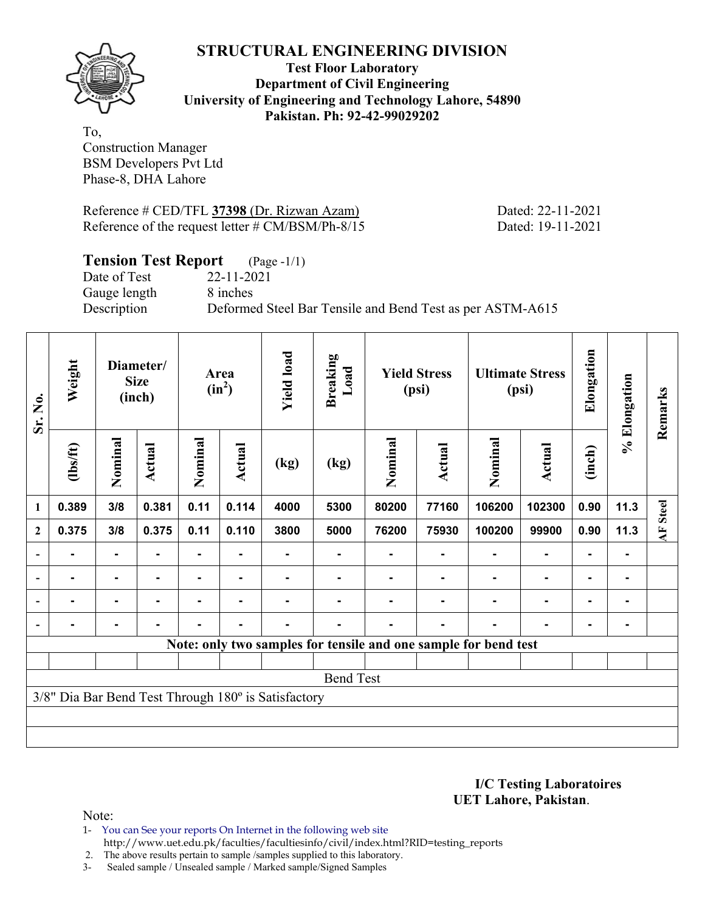# STRUCTURAL ENGINEERING DIVISION

**Test Floor Laboratory**
**Department of Civil Engineering**
**University of Engineering and Technology Lahore, 54890**
**Pakistan. Ph: 92-42-99029202**

To,
Construction Manager
BSM Developers Pvt Ltd
Phase-8, DHA Lahore

Reference # CED/TFL **37398** (Dr. Rizwan Azam) Dated: 22-11-2021
Reference of the request letter # CM/BSM/Ph-8/15 Dated: 19-11-2021

## Tension Test Report (Page -1/1)

Date of Test 22-11-2021
Gauge length 8 inches
Description Deformed Steel Bar Tensile and Bend Test as per ASTM-A615

| Sr. No. | Weight | Diameter/ Size (inch) | | Area ($in^2$) | | Yield load | Breaking Load | Yield Stress (psi) | | Ultimate Stress (psi) | | Elongation | % Elongation | Remarks |
|---|---|---|---|---|---|---|---|---|---|---|---|---|---|---|
| | (lbs/ft) | Nominal | Actual | Nominal | Actual | (kg) | (kg) | Nominal | Actual | Nominal | Actual | (inch) | | |
| 1 | 0.389 | 3/8 | 0.381 | 0.11 | 0.114 | 4000 | 5300 | 80200 | 77160 | 106200 | 102300 | 0.90 | 11.3 | AF Steel |
| 2 | 0.375 | 3/8 | 0.375 | 0.11 | 0.110 | 3800 | 5000 | 76200 | 75930 | 100200 | 99900 | 0.90 | 11.3 | |
| - | - | - | - | - | - | - | - | - | - | - | - | - | - | |
| - | - | - | - | - | - | - | - | - | - | - | - | - | - | |
| - | - | - | - | - | - | - | - | - | - | - | - | - | - | |
| - | - | - | - | - | - | - | - | - | - | - | - | - | - | |

**Note: only two samples for tensile and one sample for bend test**

Bend Test

3/8" Dia Bar Bend Test Through 180º is Satisfactory

**I/C Testing Laboratoires**
**UET Lahore, Pakistan**.

Note:
1- You can See your reports On Internet in the following web site
http://www.uet.edu.pk/faculties/facultiesinfo/civil/index.html?RID=testing_reports
2. The above results pertain to sample /samples supplied to this laboratory.
3- Sealed sample / Unsealed sample / Marked sample/Signed Samples